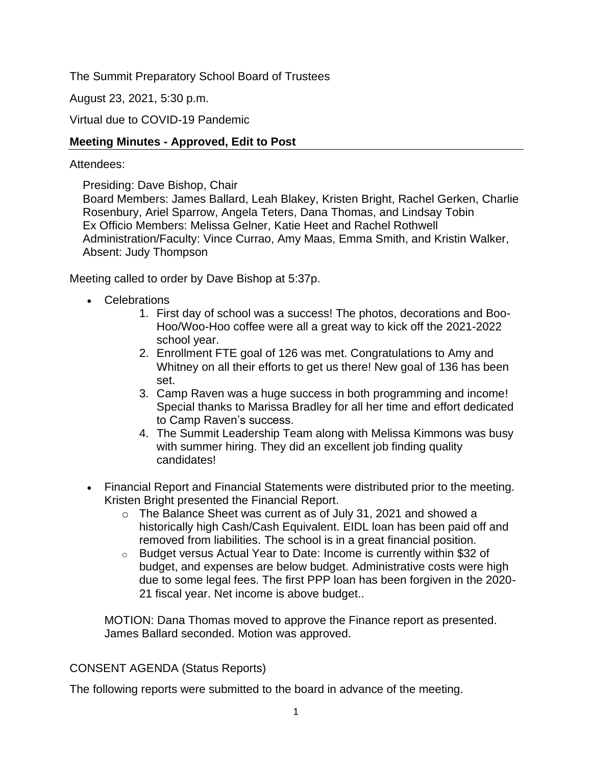The Summit Preparatory School Board of Trustees

August 23, 2021, 5:30 p.m.

Virtual due to COVID-19 Pandemic

**Meeting Minutes - Approved, Edit to Post**

Attendees:

Presiding: Dave Bishop, Chair
Board Members: James Ballard, Leah Blakey, Kristen Bright, Rachel Gerken, Charlie Rosenbury, Ariel Sparrow, Angela Teters, Dana Thomas, and Lindsay Tobin
Ex Officio Members: Melissa Gelner, Katie Heet and Rachel Rothwell
Administration/Faculty: Vince Currao, Amy Maas, Emma Smith, and Kristin Walker,
Absent: Judy Thompson

Meeting called to order by Dave Bishop at 5:37p.

- Celebrations
    1. First day of school was a success! The photos, decorations and Boo-Hoo/Woo-Hoo coffee were all a great way to kick off the 2021-2022 school year.
    2. Enrollment FTE goal of 126 was met. Congratulations to Amy and Whitney on all their efforts to get us there! New goal of 136 has been set.
    3. Camp Raven was a huge success in both programming and income! Special thanks to Marissa Bradley for all her time and effort dedicated to Camp Raven's success.
    4. The Summit Leadership Team along with Melissa Kimmons was busy with summer hiring. They did an excellent job finding quality candidates!

- Financial Report and Financial Statements were distributed prior to the meeting. Kristen Bright presented the Financial Report.
    - The Balance Sheet was current as of July 31, 2021 and showed a historically high Cash/Cash Equivalent. EIDL loan has been paid off and removed from liabilities. The school is in a great financial position.
    - Budget versus Actual Year to Date: Income is currently within $32 of budget, and expenses are below budget. Administrative costs were high due to some legal fees. The first PPP loan has been forgiven in the 2020-21 fiscal year. Net income is above budget..

MOTION: Dana Thomas moved to approve the Finance report as presented. James Ballard seconded. Motion was approved.

CONSENT AGENDA (Status Reports)

The following reports were submitted to the board in advance of the meeting.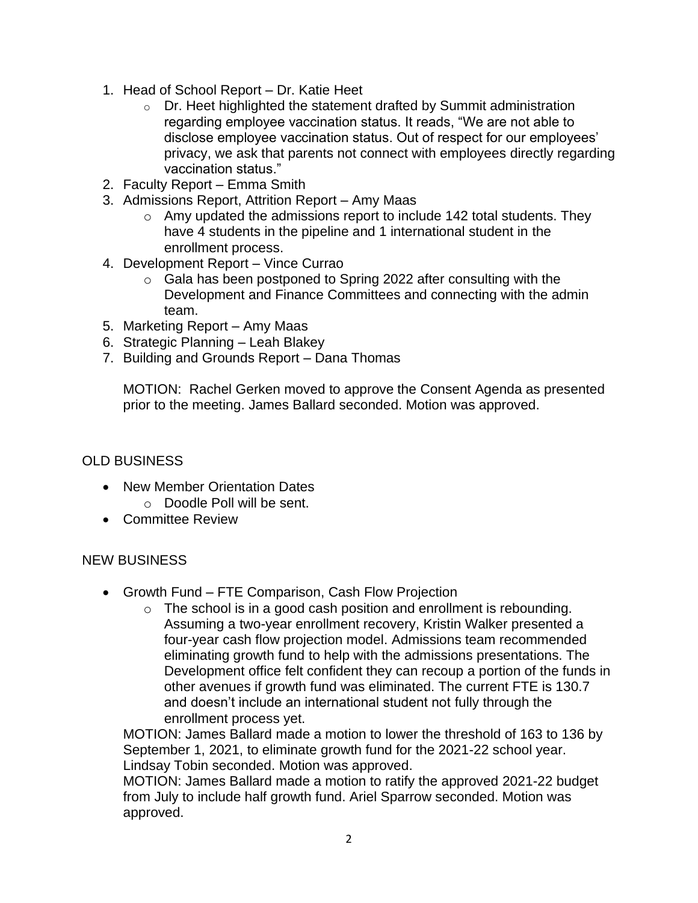1. Head of School Report – Dr. Katie Heet
    - Dr. Heet highlighted the statement drafted by Summit administration regarding employee vaccination status. It reads, "We are not able to disclose employee vaccination status. Out of respect for our employees' privacy, we ask that parents not connect with employees directly regarding vaccination status."
2. Faculty Report – Emma Smith
3. Admissions Report, Attrition Report – Amy Maas
    - Amy updated the admissions report to include 142 total students. They have 4 students in the pipeline and 1 international student in the enrollment process.
4. Development Report – Vince Currao
    - Gala has been postponed to Spring 2022 after consulting with the Development and Finance Committees and connecting with the admin team.
5. Marketing Report – Amy Maas
6. Strategic Planning – Leah Blakey
7. Building and Grounds Report – Dana Thomas

MOTION: Rachel Gerken moved to approve the Consent Agenda as presented prior to the meeting. James Ballard seconded. Motion was approved.

## OLD BUSINESS

- New Member Orientation Dates
    - Doodle Poll will be sent.
- Committee Review

## NEW BUSINESS

- Growth Fund – FTE Comparison, Cash Flow Projection
    - The school is in a good cash position and enrollment is rebounding. Assuming a two-year enrollment recovery, Kristin Walker presented a four-year cash flow projection model. Admissions team recommended eliminating growth fund to help with the admissions presentations. The Development office felt confident they can recoup a portion of the funds in other avenues if growth fund was eliminated. The current FTE is 130.7 and doesn't include an international student not fully through the enrollment process yet.

MOTION: James Ballard made a motion to lower the threshold of 163 to 136 by September 1, 2021, to eliminate growth fund for the 2021-22 school year. Lindsay Tobin seconded. Motion was approved.

MOTION: James Ballard made a motion to ratify the approved 2021-22 budget from July to include half growth fund. Ariel Sparrow seconded. Motion was approved.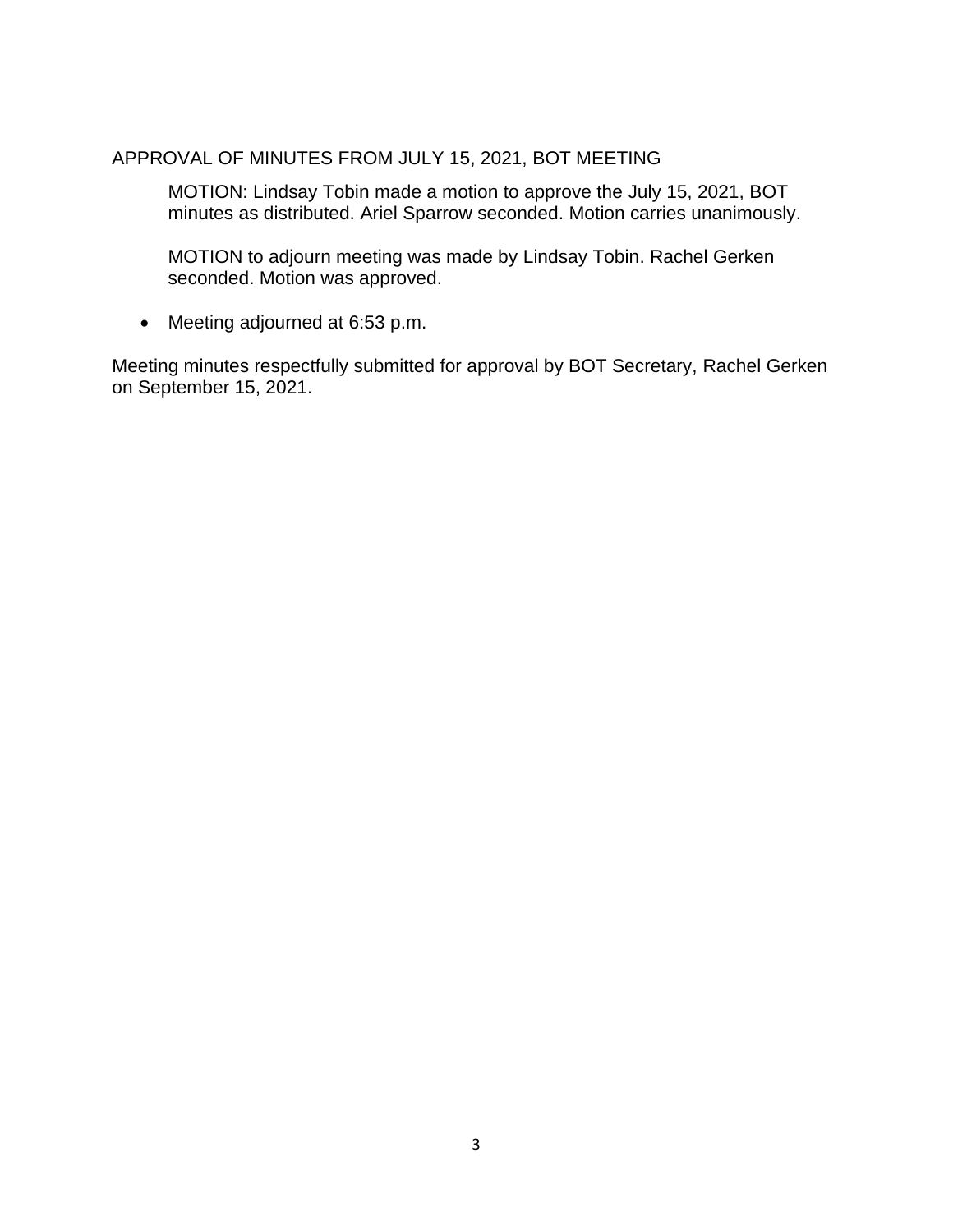APPROVAL OF MINUTES FROM JULY 15, 2021, BOT MEETING

MOTION: Lindsay Tobin made a motion to approve the July 15, 2021, BOT minutes as distributed. Ariel Sparrow seconded. Motion carries unanimously.

MOTION to adjourn meeting was made by Lindsay Tobin. Rachel Gerken seconded. Motion was approved.

- Meeting adjourned at 6:53 p.m.

Meeting minutes respectfully submitted for approval by BOT Secretary, Rachel Gerken on September 15, 2021.